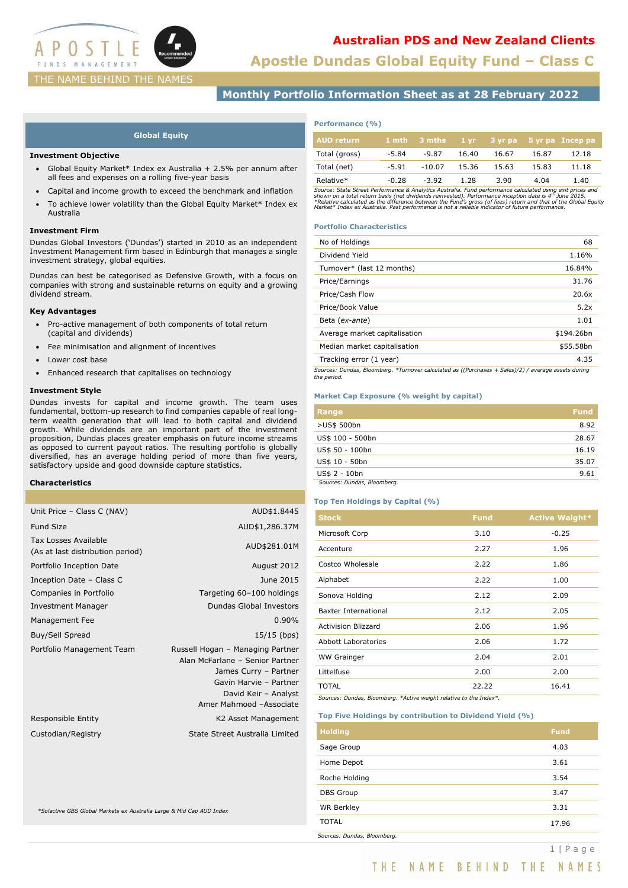# Australian PDS and New Zealand Clients

## Apostle Dundas Global Equity Fund – Class C

THE NAME BEHIND THE NAMES

## Monthly Portfolio Information Sheet as at 28 February 2022

### Global Equity

#### Investment Objective

- Global Equity Market* Index ex Australia + 2.5% per annum after all fees and expenses on a rolling five-year basis
- Capital and income growth to exceed the benchmark and inflation
- To achieve lower volatility than the Global Equity Market* Index ex Australia

#### Investment Firm

Dundas Global Investors ('Dundas') started in 2010 as an independent Investment Management firm based in Edinburgh that manages a single investment strategy, global equities.

Dundas can best be categorised as Defensive Growth, with a focus on companies with strong and sustainable returns on equity and a growing dividend stream.

#### Key Advantages

- Pro-active management of both components of total return (capital and dividends)
- Fee minimisation and alignment of incentives
- Lower cost base
- Enhanced research that capitalises on technology

#### Investment Style

Dundas invests for capital and income growth. The team uses fundamental, bottom-up research to find companies capable of real long-term wealth generation that will lead to both capital and dividend growth. While dividends are an important part of the investment proposition, Dundas places greater emphasis on future income streams as opposed to current payout ratios. The resulting portfolio is globally diversified, has an average holding period of more than five years, satisfactory upside and good downside capture statistics.

#### Characteristics

| | |
|---|---|
| Unit Price – Class C (NAV) | AUD$1.8445 |
| Fund Size | AUD$1,286.37M |
| Tax Losses Available (As at last distribution period) | AUD$281.01M |
| Portfolio Inception Date | August 2012 |
| Inception Date – Class C | June 2015 |
| Companies in Portfolio | Targeting 60–100 holdings |
| Investment Manager | Dundas Global Investors |
| Management Fee | 0.90% |
| Buy/Sell Spread | 15/15 (bps) |
| Portfolio Management Team | Russell Hogan – Managing Partner<br>Alan McFarlane – Senior Partner<br>James Curry – Partner<br>Gavin Harvie – Partner<br>David Keir – Analyst<br>Amer Mahmood –Associate |
| Responsible Entity | K2 Asset Management |
| Custodian/Registry | State Street Australia Limited |

*Solactive GBS Global Markets ex Australia Large & Mid Cap AUD Index

#### Performance (%)

| AUD return | 1 mth | 3 mths | 1 yr | 3 yr pa | 5 yr pa | Incep pa |
|---|---|---|---|---|---|---|
| Total (gross) | -5.84 | -9.87 | 16.40 | 16.67 | 16.87 | 12.18 |
| Total (net) | -5.91 | -10.07 | 15.36 | 15.63 | 15.83 | 11.18 |
| Relative* | -0.28 | -3.92 | 1.28 | 3.90 | 4.04 | 1.40 |

*Source: State Street Performance & Analytics Australia. Fund performance calculated using exit prices and shown on a total return basis (net dividends reinvested). Performance inception date is 4th June 2015. *Relative calculated as the difference between the Fund's gross (of fees) return and that of the Global Equity Market* Index ex Australia. Past performance is not a reliable indicator of future performance.*

#### Portfolio Characteristics

| | |
|---|---|
| No of Holdings | 68 |
| Dividend Yield | 1.16% |
| Turnover* (last 12 months) | 16.84% |
| Price/Earnings | 31.76 |
| Price/Cash Flow | 20.6x |
| Price/Book Value | 5.2x |
| Beta (*ex-ante*) | 1.01 |
| Average market capitalisation | $194.26bn |
| Median market capitalisation | $55.58bn |
| Tracking error (1 year) | 4.35 |

*Sources: Dundas, Bloomberg. *Turnover calculated as ((Purchases + Sales)/2) / average assets during the period.*

#### Market Cap Exposure (% weight by capital)

| Range | Fund |
|---|---|
| >US$ 500bn | 8.92 |
| US$ 100 - 500bn | 28.67 |
| US$ 50 - 100bn | 16.19 |
| US$ 10 - 50bn | 35.07 |
| US$ 2 - 10bn | 9.61 |

*Sources: Dundas, Bloomberg.*

#### Top Ten Holdings by Capital (%)

| Stock | Fund | Active Weight* |
|---|---|---|
| Microsoft Corp | 3.10 | -0.25 |
| Accenture | 2.27 | 1.96 |
| Costco Wholesale | 2.22 | 1.86 |
| Alphabet | 2.22 | 1.00 |
| Sonova Holding | 2.12 | 2.09 |
| Baxter International | 2.12 | 2.05 |
| Activision Blizzard | 2.06 | 1.96 |
| Abbott Laboratories | 2.06 | 1.72 |
| WW Grainger | 2.04 | 2.01 |
| Littelfuse | 2.00 | 2.00 |
| TOTAL | 22.22 | 16.41 |

*Sources: Dundas, Bloomberg. *Active weight relative to the Index*.*

#### Top Five Holdings by contribution to Dividend Yield (%)

| Holding | Fund |
|---|---|
| Sage Group | 4.03 |
| Home Depot | 3.61 |
| Roche Holding | 3.54 |
| DBS Group | 3.47 |
| WR Berkley | 3.31 |
| TOTAL | 17.96 |

*Sources: Dundas, Bloomberg.*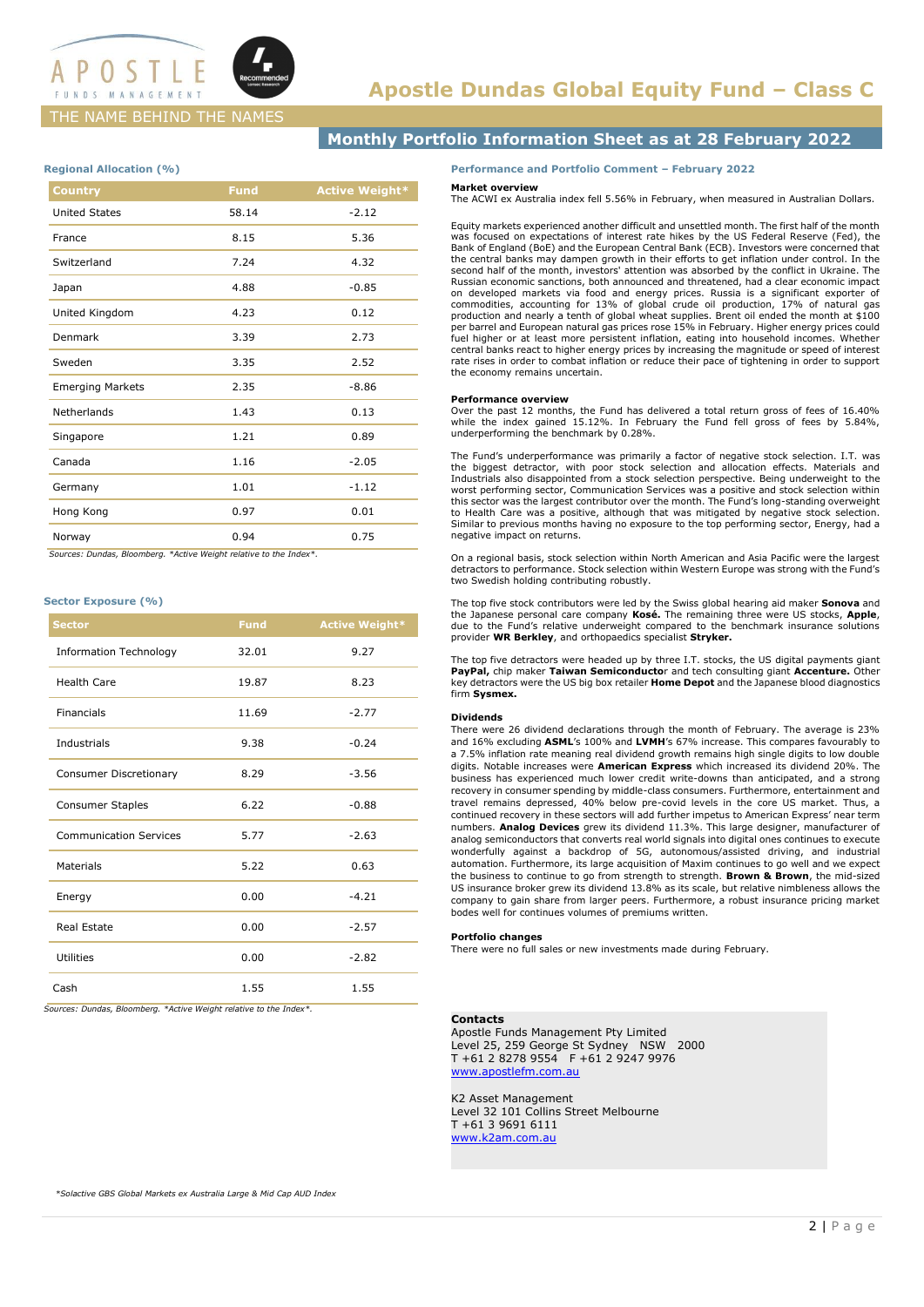# Apostle Dundas Global Equity Fund – Class C

APOSTLE FUNDS MANAGEMENT

THE NAME BEHIND THE NAMES

## Monthly Portfolio Information Sheet as at 28 February 2022

### Regional Allocation (%)

| Country | Fund | Active Weight* |
|---|---|---|
| United States | 58.14 | -2.12 |
| France | 8.15 | 5.36 |
| Switzerland | 7.24 | 4.32 |
| Japan | 4.88 | -0.85 |
| United Kingdom | 4.23 | 0.12 |
| Denmark | 3.39 | 2.73 |
| Sweden | 3.35 | 2.52 |
| Emerging Markets | 2.35 | -8.86 |
| Netherlands | 1.43 | 0.13 |
| Singapore | 1.21 | 0.89 |
| Canada | 1.16 | -2.05 |
| Germany | 1.01 | -1.12 |
| Hong Kong | 0.97 | 0.01 |
| Norway | 0.94 | 0.75 |

*Sources: Dundas, Bloomberg. *Active Weight relative to the Index*.*

### Sector Exposure (%)

| Sector | Fund | Active Weight* |
|---|---|---|
| Information Technology | 32.01 | 9.27 |
| Health Care | 19.87 | 8.23 |
| Financials | 11.69 | -2.77 |
| Industrials | 9.38 | -0.24 |
| Consumer Discretionary | 8.29 | -3.56 |
| Consumer Staples | 6.22 | -0.88 |
| Communication Services | 5.77 | -2.63 |
| Materials | 5.22 | 0.63 |
| Energy | 0.00 | -4.21 |
| Real Estate | 0.00 | -2.57 |
| Utilities | 0.00 | -2.82 |
| Cash | 1.55 | 1.55 |

*Sources: Dundas, Bloomberg. *Active Weight relative to the Index*.*

*\*Solactive GBS Global Markets ex Australia Large & Mid Cap AUD Index*

### Performance and Portfolio Comment – February 2022

**Market overview**

The ACWI ex Australia index fell 5.56% in February, when measured in Australian Dollars.

Equity markets experienced another difficult and unsettled month. The first half of the month was focused on expectations of interest rate hikes by the US Federal Reserve (Fed), the Bank of England (BoE) and the European Central Bank (ECB). Investors were concerned that the central banks may dampen growth in their efforts to get inflation under control. In the second half of the month, investors' attention was absorbed by the conflict in Ukraine. The Russian economic sanctions, both announced and threatened, had a clear economic impact on developed markets via food and energy prices. Russia is a significant exporter of commodities, accounting for 13% of global crude oil production, 17% of natural gas production and nearly a tenth of global wheat supplies. Brent oil ended the month at $100 per barrel and European natural gas prices rose 15% in February. Higher energy prices could fuel higher or at least more persistent inflation, eating into household incomes. Whether central banks react to higher energy prices by increasing the magnitude or speed of interest rate rises in order to combat inflation or reduce their pace of tightening in order to support the economy remains uncertain.

**Performance overview**

Over the past 12 months, the Fund has delivered a total return gross of fees of 16.40% while the index gained 15.12%. In February the Fund fell gross of fees by 5.84%, underperforming the benchmark by 0.28%.

The Fund's underperformance was primarily a factor of negative stock selection. I.T. was the biggest detractor, with poor stock selection and allocation effects. Materials and Industrials also disappointed from a stock selection perspective. Being underweight to the worst performing sector, Communication Services was a positive and stock selection within this sector was the largest contributor over the month. The Fund's long-standing overweight to Health Care was a positive, although that was mitigated by negative stock selection. Similar to previous months having no exposure to the top performing sector, Energy, had a negative impact on returns.

On a regional basis, stock selection within North American and Asia Pacific were the largest detractors to performance. Stock selection within Western Europe was strong with the Fund's two Swedish holding contributing robustly.

The top five stock contributors were led by the Swiss global hearing aid maker **Sonova** and the Japanese personal care company **Kosé.** The remaining three were US stocks, **Apple**, due to the Fund's relative underweight compared to the benchmark insurance solutions provider **WR Berkley**, and orthopaedics specialist **Stryker.**

The top five detractors were headed up by three I.T. stocks, the US digital payments giant **PayPal,** chip maker **Taiwan Semiconductor** and tech consulting giant **Accenture.** Other key detractors were the US big box retailer **Home Depot** and the Japanese blood diagnostics firm **Sysmex.**

**Dividends**

There were 26 dividend declarations through the month of February. The average is 23% and 16% excluding **ASML**'s 100% and **LVMH**'s 67% increase. This compares favourably to a 7.5% inflation rate meaning real dividend growth remains high single digits to low double digits. Notable increases were **American Express** which increased its dividend 20%. The business has experienced much lower credit write-downs than anticipated, and a strong recovery in consumer spending by middle-class consumers. Furthermore, entertainment and travel remains depressed, 40% below pre-covid levels in the core US market. Thus, a continued recovery in these sectors will add further impetus to American Express' near term numbers. **Analog Devices** grew its dividend 11.3%. This large designer, manufacturer of analog semiconductors that converts real world signals into digital ones continues to execute wonderfully against a backdrop of 5G, autonomous/assisted driving, and industrial automation. Furthermore, its large acquisition of Maxim continues to go well and we expect the business to continue to go from strength to strength. **Brown & Brown**, the mid-sized US insurance broker grew its dividend 13.8% as its scale, but relative nimbleness allows the company to gain share from larger peers. Furthermore, a robust insurance pricing market bodes well for continues volumes of premiums written.

**Portfolio changes**

There were no full sales or new investments made during February.

**Contacts**

Apostle Funds Management Pty Limited
Level 25, 259 George St Sydney NSW 2000
T +61 2 8278 9554 F +61 2 9247 9976
www.apostlefm.com.au

K2 Asset Management
Level 32 101 Collins Street Melbourne
T +61 3 9691 6111
www.k2am.com.au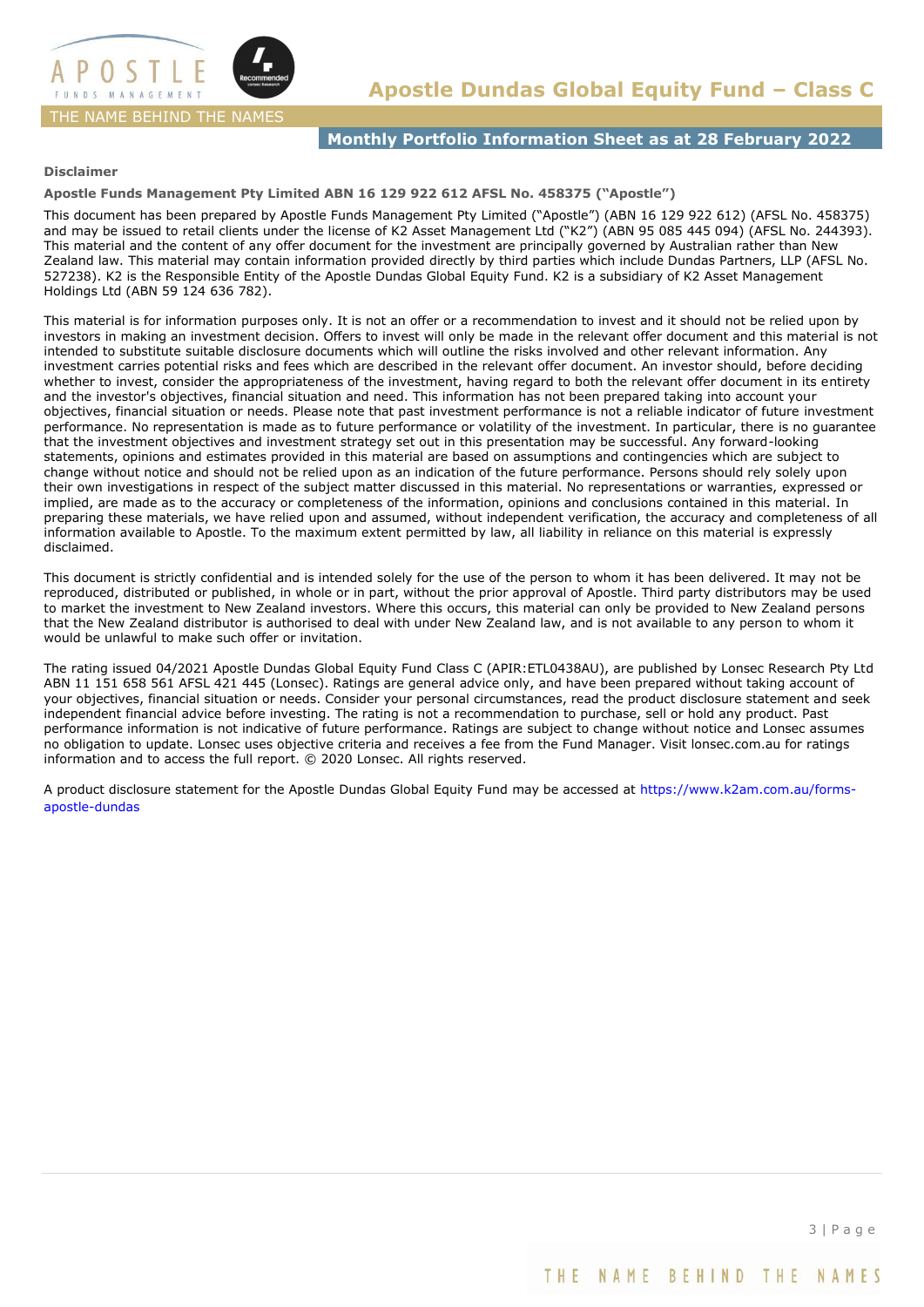# Apostle Dundas Global Equity Fund – Class C

## Monthly Portfolio Information Sheet as at 28 February 2022

**Disclaimer**

**Apostle Funds Management Pty Limited ABN 16 129 922 612 AFSL No. 458375 ("Apostle")**

This document has been prepared by Apostle Funds Management Pty Limited ("Apostle") (ABN 16 129 922 612) (AFSL No. 458375) and may be issued to retail clients under the license of K2 Asset Management Ltd ("K2") (ABN 95 085 445 094) (AFSL No. 244393). This material and the content of any offer document for the investment are principally governed by Australian rather than New Zealand law. This material may contain information provided directly by third parties which include Dundas Partners, LLP (AFSL No. 527238). K2 is the Responsible Entity of the Apostle Dundas Global Equity Fund. K2 is a subsidiary of K2 Asset Management Holdings Ltd (ABN 59 124 636 782).

This material is for information purposes only. It is not an offer or a recommendation to invest and it should not be relied upon by investors in making an investment decision. Offers to invest will only be made in the relevant offer document and this material is not intended to substitute suitable disclosure documents which will outline the risks involved and other relevant information. Any investment carries potential risks and fees which are described in the relevant offer document. An investor should, before deciding whether to invest, consider the appropriateness of the investment, having regard to both the relevant offer document in its entirety and the investor's objectives, financial situation and need. This information has not been prepared taking into account your objectives, financial situation or needs. Please note that past investment performance is not a reliable indicator of future investment performance. No representation is made as to future performance or volatility of the investment. In particular, there is no guarantee that the investment objectives and investment strategy set out in this presentation may be successful. Any forward-looking statements, opinions and estimates provided in this material are based on assumptions and contingencies which are subject to change without notice and should not be relied upon as an indication of the future performance. Persons should rely solely upon their own investigations in respect of the subject matter discussed in this material. No representations or warranties, expressed or implied, are made as to the accuracy or completeness of the information, opinions and conclusions contained in this material. In preparing these materials, we have relied upon and assumed, without independent verification, the accuracy and completeness of all information available to Apostle. To the maximum extent permitted by law, all liability in reliance on this material is expressly disclaimed.

This document is strictly confidential and is intended solely for the use of the person to whom it has been delivered. It may not be reproduced, distributed or published, in whole or in part, without the prior approval of Apostle. Third party distributors may be used to market the investment to New Zealand investors. Where this occurs, this material can only be provided to New Zealand persons that the New Zealand distributor is authorised to deal with under New Zealand law, and is not available to any person to whom it would be unlawful to make such offer or invitation.

The rating issued 04/2021 Apostle Dundas Global Equity Fund Class C (APIR:ETL0438AU), are published by Lonsec Research Pty Ltd ABN 11 151 658 561 AFSL 421 445 (Lonsec). Ratings are general advice only, and have been prepared without taking account of your objectives, financial situation or needs. Consider your personal circumstances, read the product disclosure statement and seek independent financial advice before investing. The rating is not a recommendation to purchase, sell or hold any product. Past performance information is not indicative of future performance. Ratings are subject to change without notice and Lonsec assumes no obligation to update. Lonsec uses objective criteria and receives a fee from the Fund Manager. Visit lonsec.com.au for ratings information and to access the full report. © 2020 Lonsec. All rights reserved.

A product disclosure statement for the Apostle Dundas Global Equity Fund may be accessed at https://www.k2am.com.au/forms-apostle-dundas